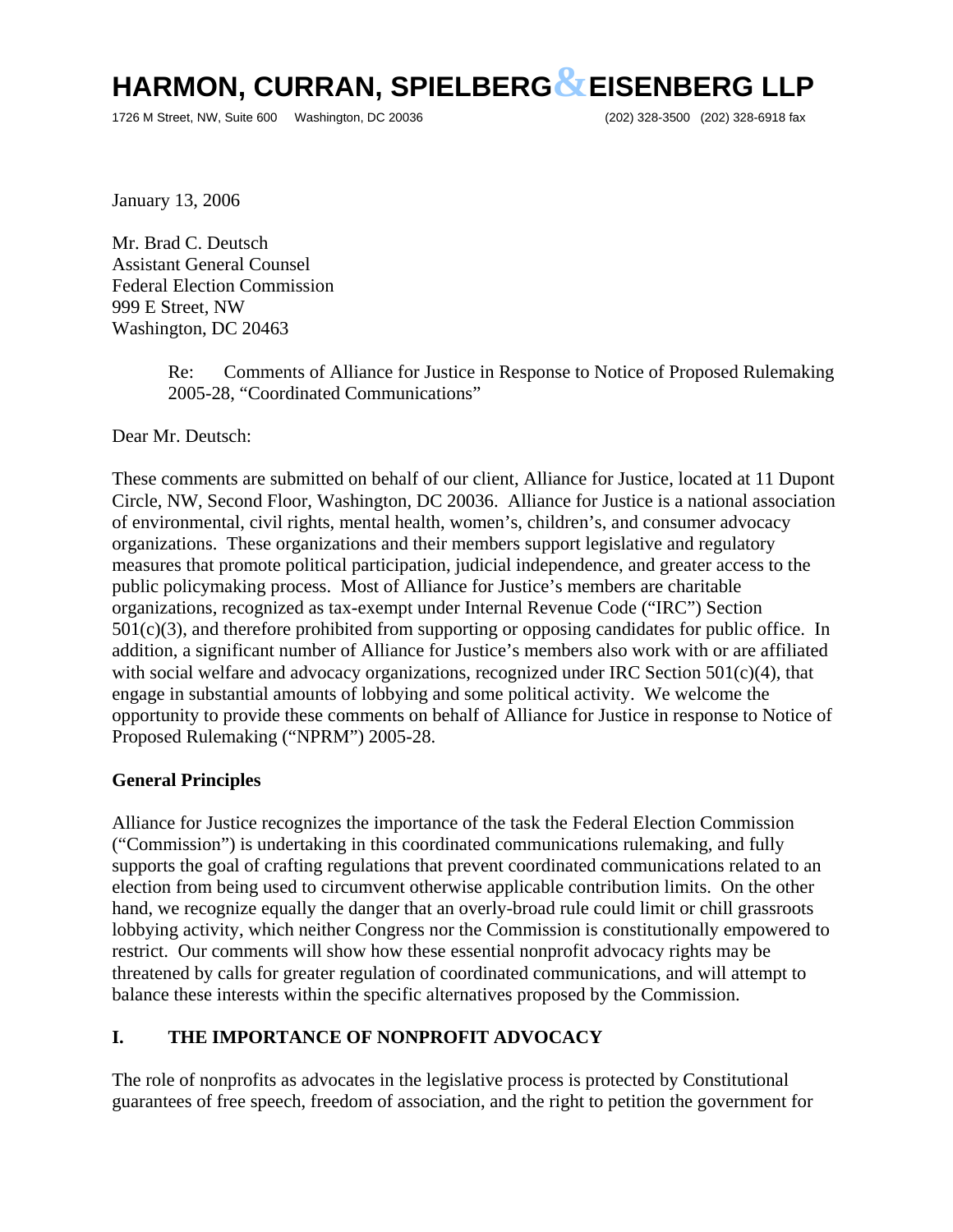# HARMON, CURRAN, SPIELBERG & EISENBERG LLP

1726 M Street, NW, Suite 600 Washington, DC 20036 (202) 328-3500 (202) 328-6918 fax

January 13, 2006

Mr. Brad C. Deutsch
Assistant General Counsel
Federal Election Commission
999 E Street, NW
Washington, DC 20463

Re: Comments of Alliance for Justice in Response to Notice of Proposed Rulemaking 2005-28, "Coordinated Communications"

Dear Mr. Deutsch:

These comments are submitted on behalf of our client, Alliance for Justice, located at 11 Dupont Circle, NW, Second Floor, Washington, DC 20036. Alliance for Justice is a national association of environmental, civil rights, mental health, women's, children's, and consumer advocacy organizations. These organizations and their members support legislative and regulatory measures that promote political participation, judicial independence, and greater access to the public policymaking process. Most of Alliance for Justice's members are charitable organizations, recognized as tax-exempt under Internal Revenue Code ("IRC") Section 501(c)(3), and therefore prohibited from supporting or opposing candidates for public office. In addition, a significant number of Alliance for Justice's members also work with or are affiliated with social welfare and advocacy organizations, recognized under IRC Section 501(c)(4), that engage in substantial amounts of lobbying and some political activity. We welcome the opportunity to provide these comments on behalf of Alliance for Justice in response to Notice of Proposed Rulemaking ("NPRM") 2005-28.

**General Principles**

Alliance for Justice recognizes the importance of the task the Federal Election Commission ("Commission") is undertaking in this coordinated communications rulemaking, and fully supports the goal of crafting regulations that prevent coordinated communications related to an election from being used to circumvent otherwise applicable contribution limits. On the other hand, we recognize equally the danger that an overly-broad rule could limit or chill grassroots lobbying activity, which neither Congress nor the Commission is constitutionally empowered to restrict. Our comments will show how these essential nonprofit advocacy rights may be threatened by calls for greater regulation of coordinated communications, and will attempt to balance these interests within the specific alternatives proposed by the Commission.

## I. THE IMPORTANCE OF NONPROFIT ADVOCACY

The role of nonprofits as advocates in the legislative process is protected by Constitutional guarantees of free speech, freedom of association, and the right to petition the government for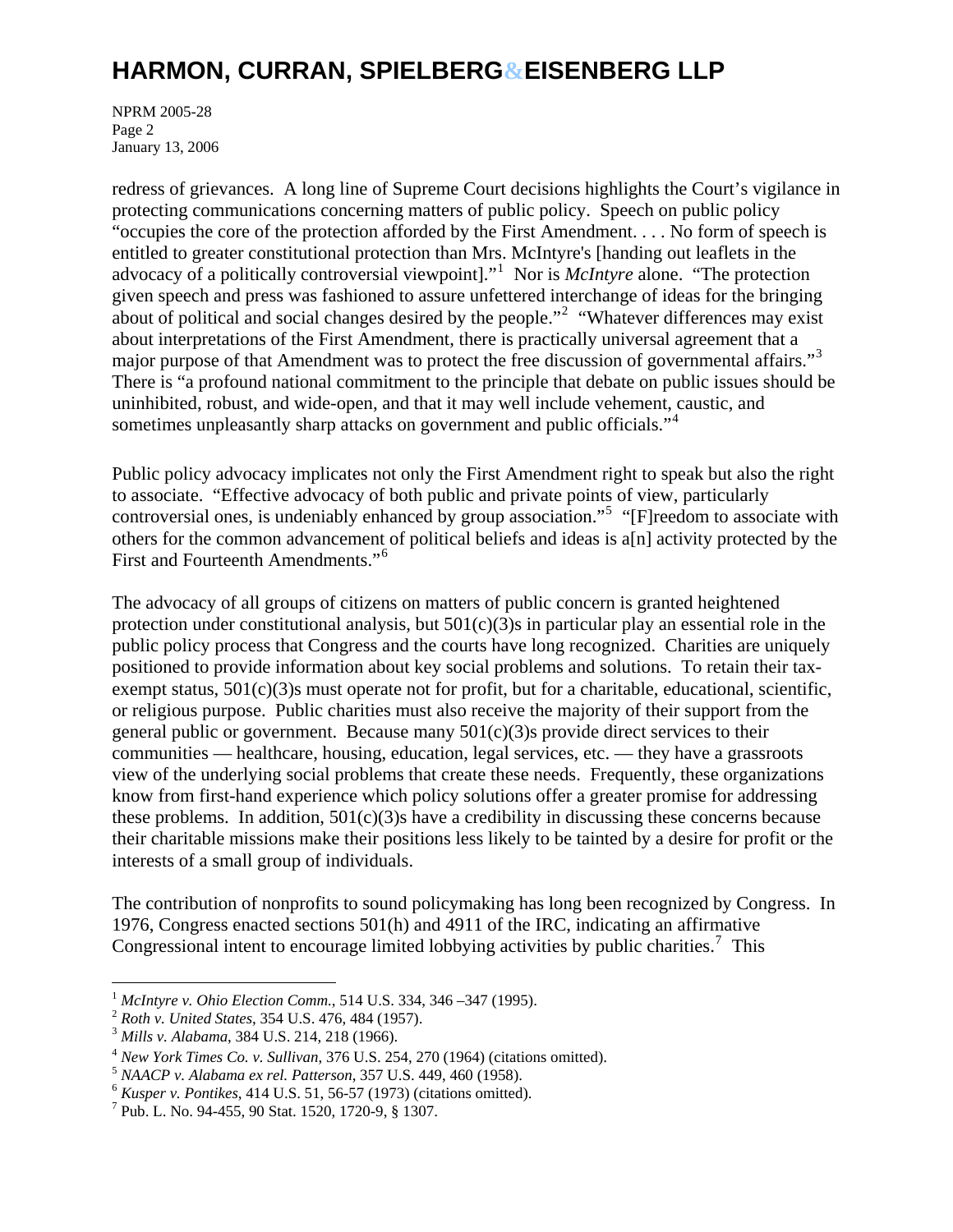redress of grievances. A long line of Supreme Court decisions highlights the Court's vigilance in protecting communications concerning matters of public policy. Speech on public policy "occupies the core of the protection afforded by the First Amendment. . . . No form of speech is entitled to greater constitutional protection than Mrs. McIntyre's [handing out leaflets in the advocacy of a politically controversial viewpoint]."[1] Nor is *McIntyre* alone. "The protection given speech and press was fashioned to assure unfettered interchange of ideas for the bringing about of political and social changes desired by the people."[2] "Whatever differences may exist about interpretations of the First Amendment, there is practically universal agreement that a major purpose of that Amendment was to protect the free discussion of governmental affairs."[3] There is "a profound national commitment to the principle that debate on public issues should be uninhibited, robust, and wide-open, and that it may well include vehement, caustic, and sometimes unpleasantly sharp attacks on government and public officials."[4]

Public policy advocacy implicates not only the First Amendment right to speak but also the right to associate. "Effective advocacy of both public and private points of view, particularly controversial ones, is undeniably enhanced by group association."[5] "[F]reedom to associate with others for the common advancement of political beliefs and ideas is a[n] activity protected by the First and Fourteenth Amendments."[6]

The advocacy of all groups of citizens on matters of public concern is granted heightened protection under constitutional analysis, but 501(c)(3)s in particular play an essential role in the public policy process that Congress and the courts have long recognized. Charities are uniquely positioned to provide information about key social problems and solutions. To retain their tax-exempt status, 501(c)(3)s must operate not for profit, but for a charitable, educational, scientific, or religious purpose. Public charities must also receive the majority of their support from the general public or government. Because many 501(c)(3)s provide direct services to their communities — healthcare, housing, education, legal services, etc. — they have a grassroots view of the underlying social problems that create these needs. Frequently, these organizations know from first-hand experience which policy solutions offer a greater promise for addressing these problems. In addition, 501(c)(3)s have a credibility in discussing these concerns because their charitable missions make their positions less likely to be tainted by a desire for profit or the interests of a small group of individuals.

The contribution of nonprofits to sound policymaking has long been recognized by Congress. In 1976, Congress enacted sections 501(h) and 4911 of the IRC, indicating an affirmative Congressional intent to encourage limited lobbying activities by public charities.[7] This

---

[1] *McIntyre v. Ohio Election Comm.*, 514 U.S. 334, 346 –347 (1995).
[2] *Roth v. United States*, 354 U.S. 476, 484 (1957).
[3] *Mills v. Alabama*, 384 U.S. 214, 218 (1966).
[4] *New York Times Co. v. Sullivan*, 376 U.S. 254, 270 (1964) (citations omitted).
[5] *NAACP v. Alabama ex rel. Patterson*, 357 U.S. 449, 460 (1958).
[6] *Kusper v. Pontikes*, 414 U.S. 51, 56-57 (1973) (citations omitted).
[7] Pub. L. No. 94-455, 90 Stat. 1520, 1720-9, § 1307.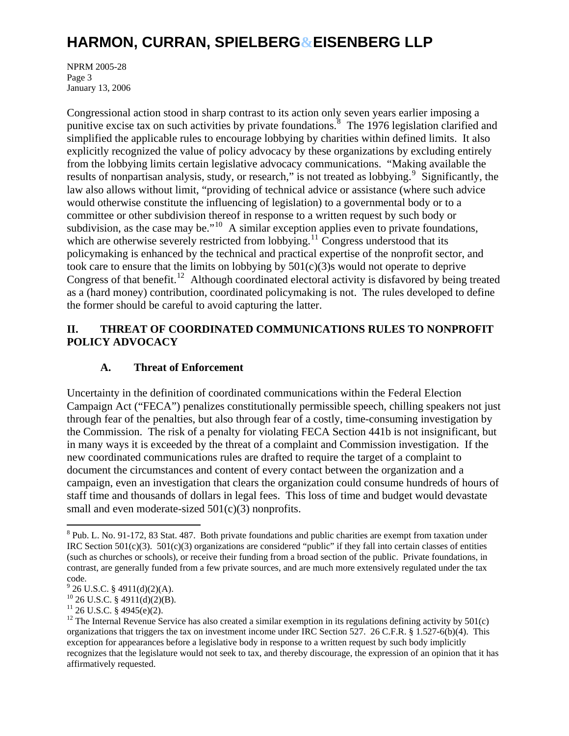Congressional action stood in sharp contrast to its action only seven years earlier imposing a punitive excise tax on such activities by private foundations.[8] The 1976 legislation clarified and simplified the applicable rules to encourage lobbying by charities within defined limits. It also explicitly recognized the value of policy advocacy by these organizations by excluding entirely from the lobbying limits certain legislative advocacy communications. "Making available the results of nonpartisan analysis, study, or research," is not treated as lobbying.[9] Significantly, the law also allows without limit, "providing of technical advice or assistance (where such advice would otherwise constitute the influencing of legislation) to a governmental body or to a committee or other subdivision thereof in response to a written request by such body or subdivision, as the case may be."[10] A similar exception applies even to private foundations, which are otherwise severely restricted from lobbying.[11] Congress understood that its policymaking is enhanced by the technical and practical expertise of the nonprofit sector, and took care to ensure that the limits on lobbying by 501(c)(3)s would not operate to deprive Congress of that benefit.[12] Although coordinated electoral activity is disfavored by being treated as a (hard money) contribution, coordinated policymaking is not. The rules developed to define the former should be careful to avoid capturing the latter.

## II. THREAT OF COORDINATED COMMUNICATIONS RULES TO NONPROFIT POLICY ADVOCACY

### A. Threat of Enforcement

Uncertainty in the definition of coordinated communications within the Federal Election Campaign Act ("FECA") penalizes constitutionally permissible speech, chilling speakers not just through fear of the penalties, but also through fear of a costly, time-consuming investigation by the Commission. The risk of a penalty for violating FECA Section 441b is not insignificant, but in many ways it is exceeded by the threat of a complaint and Commission investigation. If the new coordinated communications rules are drafted to require the target of a complaint to document the circumstances and content of every contact between the organization and a campaign, even an investigation that clears the organization could consume hundreds of hours of staff time and thousands of dollars in legal fees. This loss of time and budget would devastate small and even moderate-sized 501(c)(3) nonprofits.

---

[8] Pub. L. No. 91-172, 83 Stat. 487. Both private foundations and public charities are exempt from taxation under IRC Section 501(c)(3). 501(c)(3) organizations are considered "public" if they fall into certain classes of entities (such as churches or schools), or receive their funding from a broad section of the public. Private foundations, in contrast, are generally funded from a few private sources, and are much more extensively regulated under the tax code.

[9] 26 U.S.C. § 4911(d)(2)(A).

[10] 26 U.S.C. § 4911(d)(2)(B).

[11] 26 U.S.C. § 4945(e)(2).

[12] The Internal Revenue Service has also created a similar exemption in its regulations defining activity by 501(c) organizations that triggers the tax on investment income under IRC Section 527. 26 C.F.R. § 1.527-6(b)(4). This exception for appearances before a legislative body in response to a written request by such body implicitly recognizes that the legislature would not seek to tax, and thereby discourage, the expression of an opinion that it has affirmatively requested.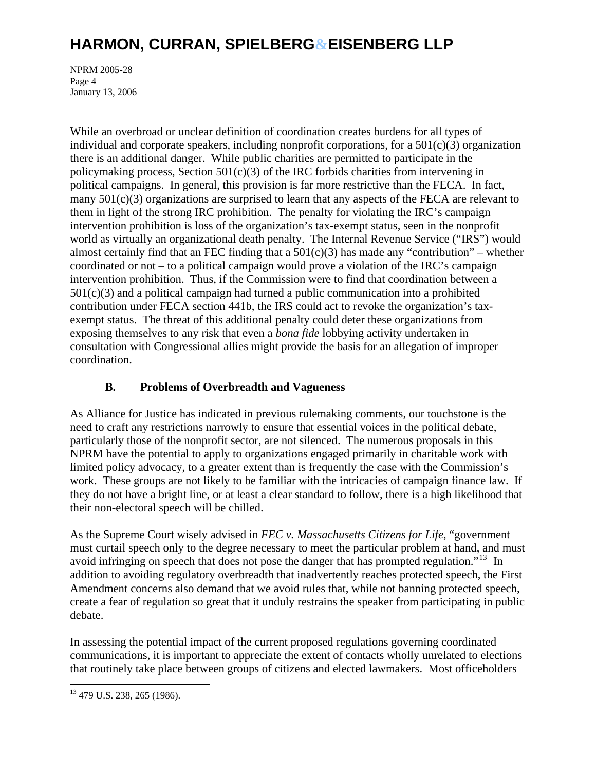While an overbroad or unclear definition of coordination creates burdens for all types of individual and corporate speakers, including nonprofit corporations, for a 501(c)(3) organization there is an additional danger. While public charities are permitted to participate in the policymaking process, Section 501(c)(3) of the IRC forbids charities from intervening in political campaigns. In general, this provision is far more restrictive than the FECA. In fact, many 501(c)(3) organizations are surprised to learn that any aspects of the FECA are relevant to them in light of the strong IRC prohibition. The penalty for violating the IRC's campaign intervention prohibition is loss of the organization's tax-exempt status, seen in the nonprofit world as virtually an organizational death penalty. The Internal Revenue Service ("IRS") would almost certainly find that an FEC finding that a 501(c)(3) has made any "contribution" – whether coordinated or not – to a political campaign would prove a violation of the IRC's campaign intervention prohibition. Thus, if the Commission were to find that coordination between a 501(c)(3) and a political campaign had turned a public communication into a prohibited contribution under FECA section 441b, the IRS could act to revoke the organization's tax-exempt status. The threat of this additional penalty could deter these organizations from exposing themselves to any risk that even a *bona fide* lobbying activity undertaken in consultation with Congressional allies might provide the basis for an allegation of improper coordination.

### B. Problems of Overbreadth and Vagueness

As Alliance for Justice has indicated in previous rulemaking comments, our touchstone is the need to craft any restrictions narrowly to ensure that essential voices in the political debate, particularly those of the nonprofit sector, are not silenced. The numerous proposals in this NPRM have the potential to apply to organizations engaged primarily in charitable work with limited policy advocacy, to a greater extent than is frequently the case with the Commission's work. These groups are not likely to be familiar with the intricacies of campaign finance law. If they do not have a bright line, or at least a clear standard to follow, there is a high likelihood that their non-electoral speech will be chilled.

As the Supreme Court wisely advised in *FEC v. Massachusetts Citizens for Life*, "government must curtail speech only to the degree necessary to meet the particular problem at hand, and must avoid infringing on speech that does not pose the danger that has prompted regulation."[13] In addition to avoiding regulatory overbreadth that inadvertently reaches protected speech, the First Amendment concerns also demand that we avoid rules that, while not banning protected speech, create a fear of regulation so great that it unduly restrains the speaker from participating in public debate.

In assessing the potential impact of the current proposed regulations governing coordinated communications, it is important to appreciate the extent of contacts wholly unrelated to elections that routinely take place between groups of citizens and elected lawmakers. Most officeholders

[13] 479 U.S. 238, 265 (1986).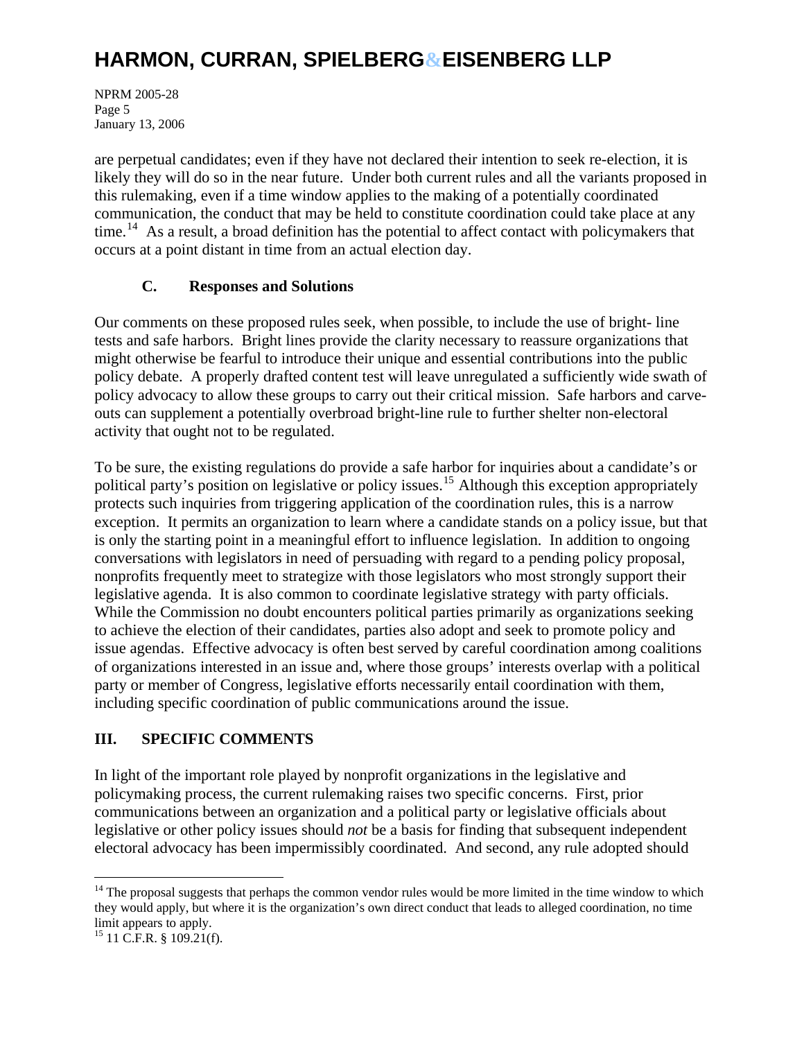are perpetual candidates; even if they have not declared their intention to seek re-election, it is likely they will do so in the near future. Under both current rules and all the variants proposed in this rulemaking, even if a time window applies to the making of a potentially coordinated communication, the conduct that may be held to constitute coordination could take place at any time.[14] As a result, a broad definition has the potential to affect contact with policymakers that occurs at a point distant in time from an actual election day.

### C. Responses and Solutions

Our comments on these proposed rules seek, when possible, to include the use of bright- line tests and safe harbors. Bright lines provide the clarity necessary to reassure organizations that might otherwise be fearful to introduce their unique and essential contributions into the public policy debate. A properly drafted content test will leave unregulated a sufficiently wide swath of policy advocacy to allow these groups to carry out their critical mission. Safe harbors and carve-outs can supplement a potentially overbroad bright-line rule to further shelter non-electoral activity that ought not to be regulated.

To be sure, the existing regulations do provide a safe harbor for inquiries about a candidate's or political party's position on legislative or policy issues.[15] Although this exception appropriately protects such inquiries from triggering application of the coordination rules, this is a narrow exception. It permits an organization to learn where a candidate stands on a policy issue, but that is only the starting point in a meaningful effort to influence legislation. In addition to ongoing conversations with legislators in need of persuading with regard to a pending policy proposal, nonprofits frequently meet to strategize with those legislators who most strongly support their legislative agenda. It is also common to coordinate legislative strategy with party officials. While the Commission no doubt encounters political parties primarily as organizations seeking to achieve the election of their candidates, parties also adopt and seek to promote policy and issue agendas. Effective advocacy is often best served by careful coordination among coalitions of organizations interested in an issue and, where those groups' interests overlap with a political party or member of Congress, legislative efforts necessarily entail coordination with them, including specific coordination of public communications around the issue.

## III. SPECIFIC COMMENTS

In light of the important role played by nonprofit organizations in the legislative and policymaking process, the current rulemaking raises two specific concerns. First, prior communications between an organization and a political party or legislative officials about legislative or other policy issues should *not* be a basis for finding that subsequent independent electoral advocacy has been impermissibly coordinated. And second, any rule adopted should

---

[14] The proposal suggests that perhaps the common vendor rules would be more limited in the time window to which they would apply, but where it is the organization's own direct conduct that leads to alleged coordination, no time limit appears to apply.

[15] 11 C.F.R. § 109.21(f).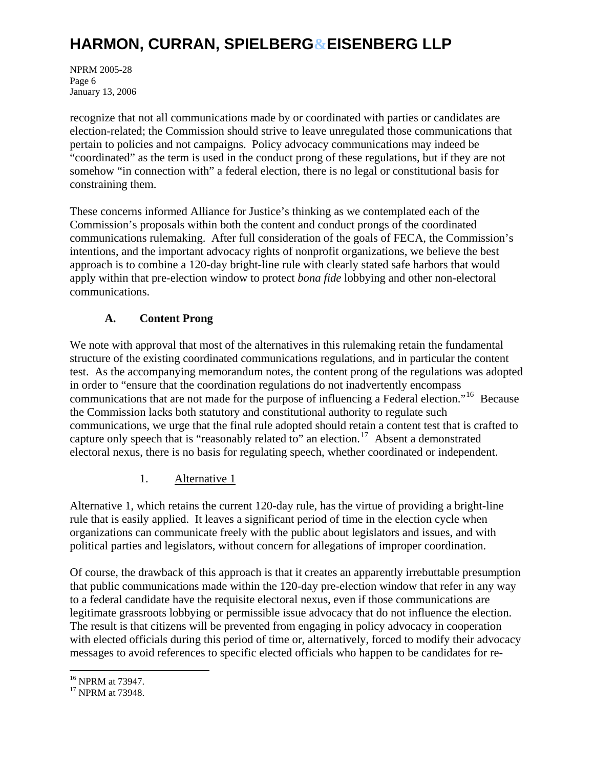recognize that not all communications made by or coordinated with parties or candidates are election-related; the Commission should strive to leave unregulated those communications that pertain to policies and not campaigns. Policy advocacy communications may indeed be "coordinated" as the term is used in the conduct prong of these regulations, but if they are not somehow "in connection with" a federal election, there is no legal or constitutional basis for constraining them.

These concerns informed Alliance for Justice's thinking as we contemplated each of the Commission's proposals within both the content and conduct prongs of the coordinated communications rulemaking. After full consideration of the goals of FECA, the Commission's intentions, and the important advocacy rights of nonprofit organizations, we believe the best approach is to combine a 120-day bright-line rule with clearly stated safe harbors that would apply within that pre-election window to protect *bona fide* lobbying and other non-electoral communications.

### A. Content Prong

We note with approval that most of the alternatives in this rulemaking retain the fundamental structure of the existing coordinated communications regulations, and in particular the content test. As the accompanying memorandum notes, the content prong of the regulations was adopted in order to "ensure that the coordination regulations do not inadvertently encompass communications that are not made for the purpose of influencing a Federal election."[16] Because the Commission lacks both statutory and constitutional authority to regulate such communications, we urge that the final rule adopted should retain a content test that is crafted to capture only speech that is "reasonably related to" an election.[17] Absent a demonstrated electoral nexus, there is no basis for regulating speech, whether coordinated or independent.

#### 1. Alternative 1

Alternative 1, which retains the current 120-day rule, has the virtue of providing a bright-line rule that is easily applied. It leaves a significant period of time in the election cycle when organizations can communicate freely with the public about legislators and issues, and with political parties and legislators, without concern for allegations of improper coordination.

Of course, the drawback of this approach is that it creates an apparently irrebuttable presumption that public communications made within the 120-day pre-election window that refer in any way to a federal candidate have the requisite electoral nexus, even if those communications are legitimate grassroots lobbying or permissible issue advocacy that do not influence the election. The result is that citizens will be prevented from engaging in policy advocacy in cooperation with elected officials during this period of time or, alternatively, forced to modify their advocacy messages to avoid references to specific elected officials who happen to be candidates for re-

[16] NPRM at 73947.

[17] NPRM at 73948.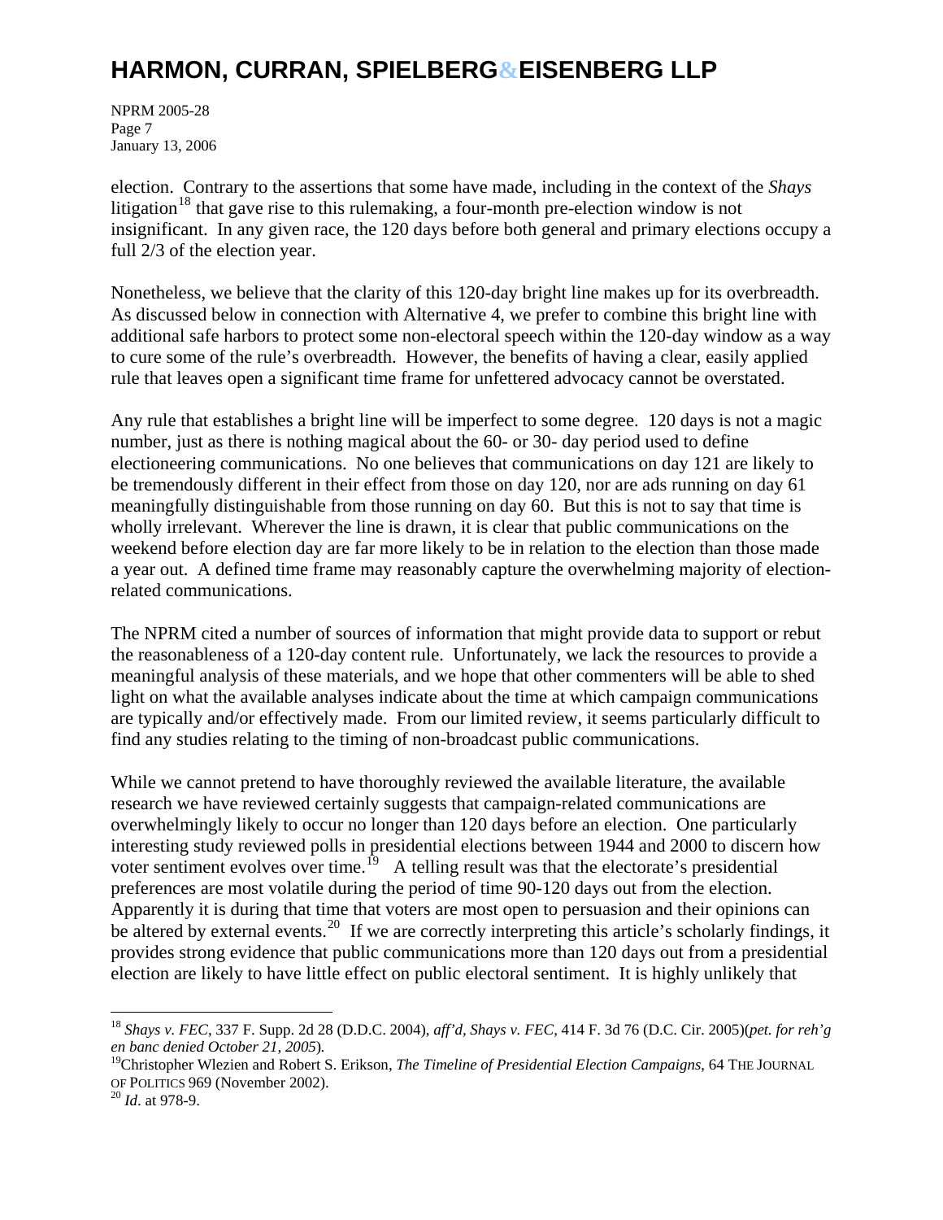election. Contrary to the assertions that some have made, including in the context of the *Shays* litigation[18] that gave rise to this rulemaking, a four-month pre-election window is not insignificant. In any given race, the 120 days before both general and primary elections occupy a full 2/3 of the election year.

Nonetheless, we believe that the clarity of this 120-day bright line makes up for its overbreadth. As discussed below in connection with Alternative 4, we prefer to combine this bright line with additional safe harbors to protect some non-electoral speech within the 120-day window as a way to cure some of the rule's overbreadth. However, the benefits of having a clear, easily applied rule that leaves open a significant time frame for unfettered advocacy cannot be overstated.

Any rule that establishes a bright line will be imperfect to some degree. 120 days is not a magic number, just as there is nothing magical about the 60- or 30- day period used to define electioneering communications. No one believes that communications on day 121 are likely to be tremendously different in their effect from those on day 120, nor are ads running on day 61 meaningfully distinguishable from those running on day 60. But this is not to say that time is wholly irrelevant. Wherever the line is drawn, it is clear that public communications on the weekend before election day are far more likely to be in relation to the election than those made a year out. A defined time frame may reasonably capture the overwhelming majority of election-related communications.

The NPRM cited a number of sources of information that might provide data to support or rebut the reasonableness of a 120-day content rule. Unfortunately, we lack the resources to provide a meaningful analysis of these materials, and we hope that other commenters will be able to shed light on what the available analyses indicate about the time at which campaign communications are typically and/or effectively made. From our limited review, it seems particularly difficult to find any studies relating to the timing of non-broadcast public communications.

While we cannot pretend to have thoroughly reviewed the available literature, the available research we have reviewed certainly suggests that campaign-related communications are overwhelmingly likely to occur no longer than 120 days before an election. One particularly interesting study reviewed polls in presidential elections between 1944 and 2000 to discern how voter sentiment evolves over time.[19] A telling result was that the electorate's presidential preferences are most volatile during the period of time 90-120 days out from the election. Apparently it is during that time that voters are most open to persuasion and their opinions can be altered by external events.[20] If we are correctly interpreting this article's scholarly findings, it provides strong evidence that public communications more than 120 days out from a presidential election are likely to have little effect on public electoral sentiment. It is highly unlikely that

---

[18] *Shays v. FEC*, 337 F. Supp. 2d 28 (D.D.C. 2004), *aff'd, Shays v. FEC*, 414 F. 3d 76 (D.C. Cir. 2005)(*pet. for reh'g en banc denied October 21, 2005*).

[19] Christopher Wlezien and Robert S. Erikson, *The Timeline of Presidential Election Campaigns*, 64 THE JOURNAL OF POLITICS 969 (November 2002).

[20] *Id*. at 978-9.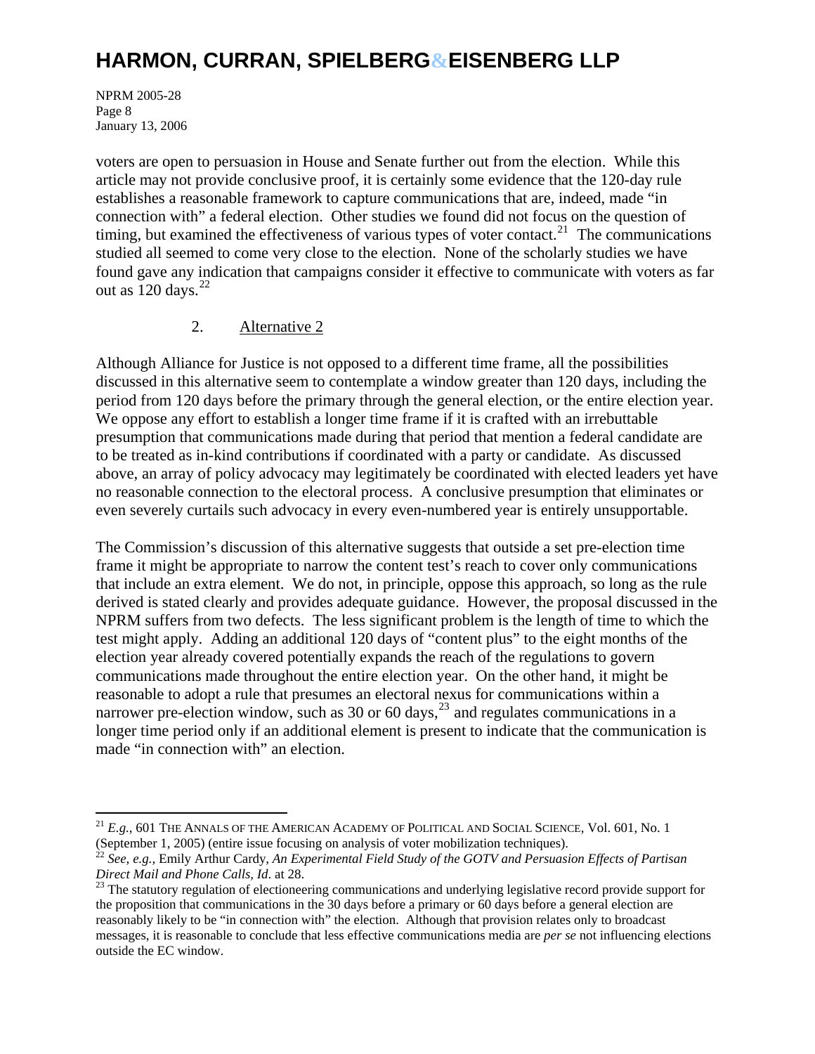voters are open to persuasion in House and Senate further out from the election. While this article may not provide conclusive proof, it is certainly some evidence that the 120-day rule establishes a reasonable framework to capture communications that are, indeed, made "in connection with" a federal election. Other studies we found did not focus on the question of timing, but examined the effectiveness of various types of voter contact.[21] The communications studied all seemed to come very close to the election. None of the scholarly studies we have found gave any indication that campaigns consider it effective to communicate with voters as far out as 120 days.[22]

2. Alternative 2

Although Alliance for Justice is not opposed to a different time frame, all the possibilities discussed in this alternative seem to contemplate a window greater than 120 days, including the period from 120 days before the primary through the general election, or the entire election year. We oppose any effort to establish a longer time frame if it is crafted with an irrebuttable presumption that communications made during that period that mention a federal candidate are to be treated as in-kind contributions if coordinated with a party or candidate. As discussed above, an array of policy advocacy may legitimately be coordinated with elected leaders yet have no reasonable connection to the electoral process. A conclusive presumption that eliminates or even severely curtails such advocacy in every even-numbered year is entirely unsupportable.

The Commission's discussion of this alternative suggests that outside a set pre-election time frame it might be appropriate to narrow the content test's reach to cover only communications that include an extra element. We do not, in principle, oppose this approach, so long as the rule derived is stated clearly and provides adequate guidance. However, the proposal discussed in the NPRM suffers from two defects. The less significant problem is the length of time to which the test might apply. Adding an additional 120 days of "content plus" to the eight months of the election year already covered potentially expands the reach of the regulations to govern communications made throughout the entire election year. On the other hand, it might be reasonable to adopt a rule that presumes an electoral nexus for communications within a narrower pre-election window, such as 30 or 60 days,[23] and regulates communications in a longer time period only if an additional element is present to indicate that the communication is made "in connection with" an election.

---

[21] *E.g.*, 601 THE ANNALS OF THE AMERICAN ACADEMY OF POLITICAL AND SOCIAL SCIENCE, Vol. 601, No. 1 (September 1, 2005) (entire issue focusing on analysis of voter mobilization techniques).

[22] *See, e.g.*, Emily Arthur Cardy, *An Experimental Field Study of the GOTV and Persuasion Effects of Partisan Direct Mail and Phone Calls, Id*. at 28.

[23] The statutory regulation of electioneering communications and underlying legislative record provide support for the proposition that communications in the 30 days before a primary or 60 days before a general election are reasonably likely to be "in connection with" the election. Although that provision relates only to broadcast messages, it is reasonable to conclude that less effective communications media are *per se* not influencing elections outside the EC window.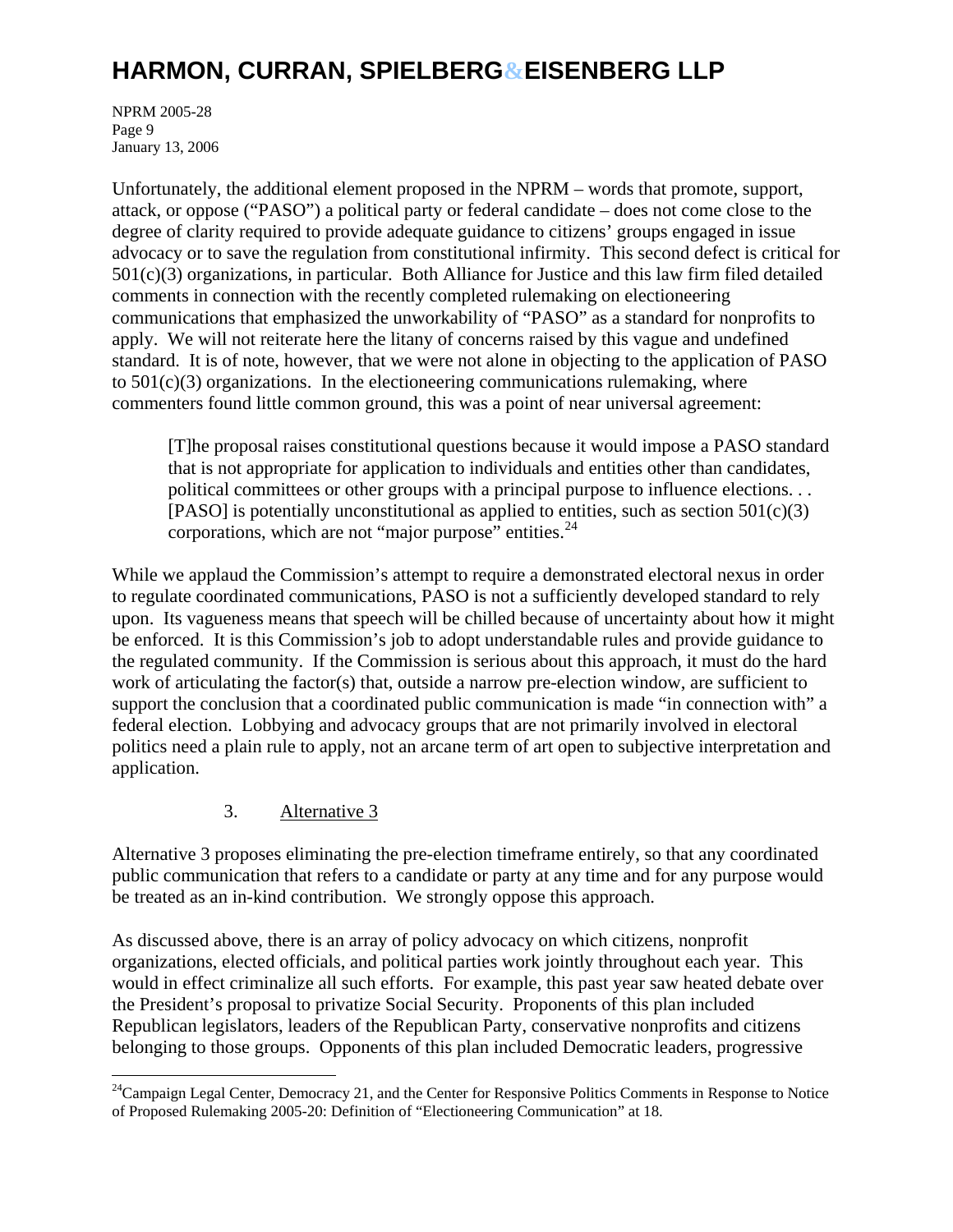Unfortunately, the additional element proposed in the NPRM – words that promote, support, attack, or oppose ("PASO") a political party or federal candidate – does not come close to the degree of clarity required to provide adequate guidance to citizens' groups engaged in issue advocacy or to save the regulation from constitutional infirmity. This second defect is critical for 501(c)(3) organizations, in particular. Both Alliance for Justice and this law firm filed detailed comments in connection with the recently completed rulemaking on electioneering communications that emphasized the unworkability of "PASO" as a standard for nonprofits to apply. We will not reiterate here the litany of concerns raised by this vague and undefined standard. It is of note, however, that we were not alone in objecting to the application of PASO to 501(c)(3) organizations. In the electioneering communications rulemaking, where commenters found little common ground, this was a point of near universal agreement:

> [T]he proposal raises constitutional questions because it would impose a PASO standard that is not appropriate for application to individuals and entities other than candidates, political committees or other groups with a principal purpose to influence elections. . . [PASO] is potentially unconstitutional as applied to entities, such as section 501(c)(3) corporations, which are not "major purpose" entities.[24]

While we applaud the Commission's attempt to require a demonstrated electoral nexus in order to regulate coordinated communications, PASO is not a sufficiently developed standard to rely upon. Its vagueness means that speech will be chilled because of uncertainty about how it might be enforced. It is this Commission's job to adopt understandable rules and provide guidance to the regulated community. If the Commission is serious about this approach, it must do the hard work of articulating the factor(s) that, outside a narrow pre-election window, are sufficient to support the conclusion that a coordinated public communication is made "in connection with" a federal election. Lobbying and advocacy groups that are not primarily involved in electoral politics need a plain rule to apply, not an arcane term of art open to subjective interpretation and application.

3. <u>Alternative 3</u>

Alternative 3 proposes eliminating the pre-election timeframe entirely, so that any coordinated public communication that refers to a candidate or party at any time and for any purpose would be treated as an in-kind contribution. We strongly oppose this approach.

As discussed above, there is an array of policy advocacy on which citizens, nonprofit organizations, elected officials, and political parties work jointly throughout each year. This would in effect criminalize all such efforts. For example, this past year saw heated debate over the President's proposal to privatize Social Security. Proponents of this plan included Republican legislators, leaders of the Republican Party, conservative nonprofits and citizens belonging to those groups. Opponents of this plan included Democratic leaders, progressive

---

[24] Campaign Legal Center, Democracy 21, and the Center for Responsive Politics Comments in Response to Notice of Proposed Rulemaking 2005-20: Definition of "Electioneering Communication" at 18.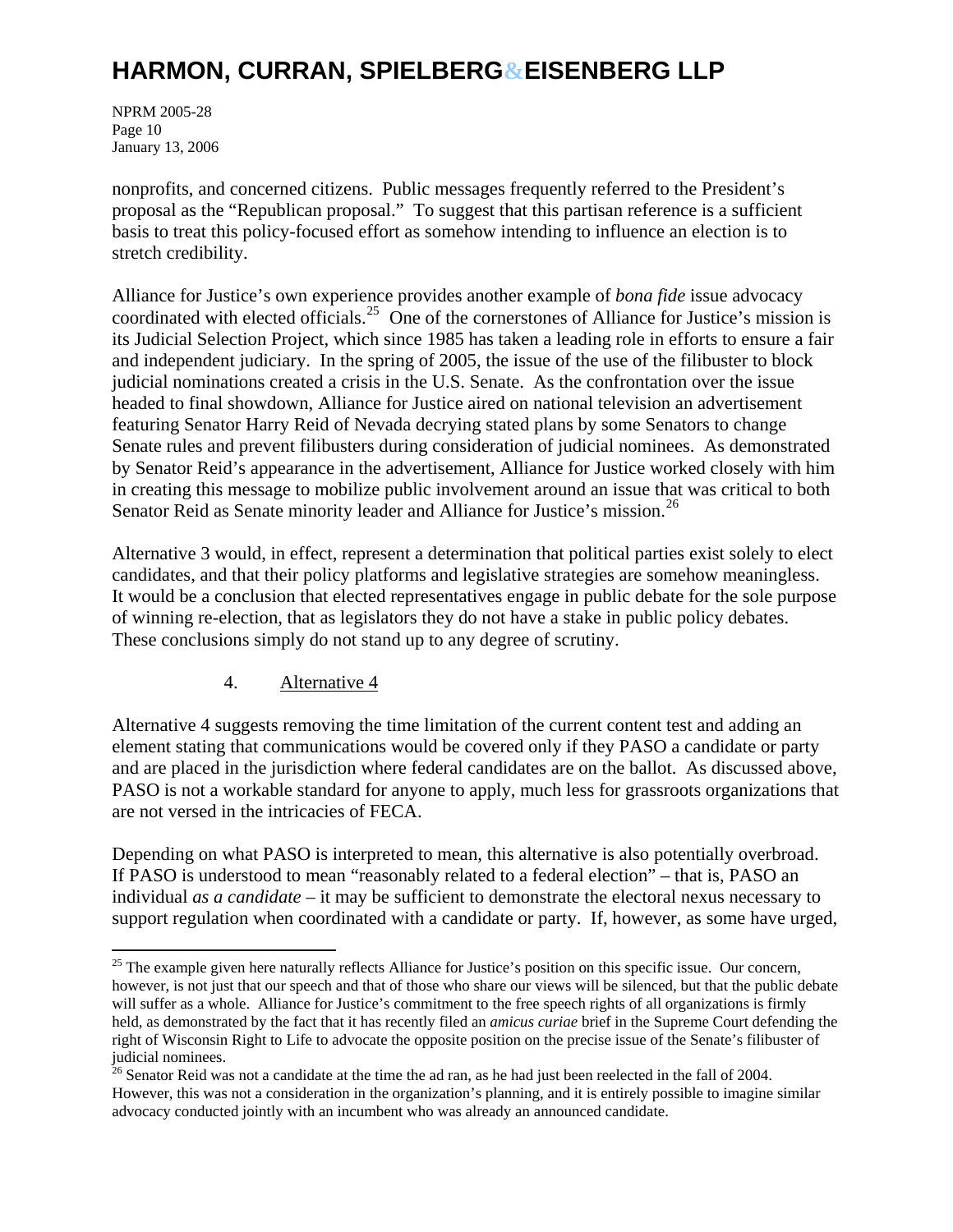nonprofits, and concerned citizens. Public messages frequently referred to the President's proposal as the "Republican proposal." To suggest that this partisan reference is a sufficient basis to treat this policy-focused effort as somehow intending to influence an election is to stretch credibility.

Alliance for Justice's own experience provides another example of *bona fide* issue advocacy coordinated with elected officials.[25] One of the cornerstones of Alliance for Justice's mission is its Judicial Selection Project, which since 1985 has taken a leading role in efforts to ensure a fair and independent judiciary. In the spring of 2005, the issue of the use of the filibuster to block judicial nominations created a crisis in the U.S. Senate. As the confrontation over the issue headed to final showdown, Alliance for Justice aired on national television an advertisement featuring Senator Harry Reid of Nevada decrying stated plans by some Senators to change Senate rules and prevent filibusters during consideration of judicial nominees. As demonstrated by Senator Reid's appearance in the advertisement, Alliance for Justice worked closely with him in creating this message to mobilize public involvement around an issue that was critical to both Senator Reid as Senate minority leader and Alliance for Justice's mission.[26]

Alternative 3 would, in effect, represent a determination that political parties exist solely to elect candidates, and that their policy platforms and legislative strategies are somehow meaningless. It would be a conclusion that elected representatives engage in public debate for the sole purpose of winning re-election, that as legislators they do not have a stake in public policy debates. These conclusions simply do not stand up to any degree of scrutiny.

4. Alternative 4

Alternative 4 suggests removing the time limitation of the current content test and adding an element stating that communications would be covered only if they PASO a candidate or party and are placed in the jurisdiction where federal candidates are on the ballot. As discussed above, PASO is not a workable standard for anyone to apply, much less for grassroots organizations that are not versed in the intricacies of FECA.

Depending on what PASO is interpreted to mean, this alternative is also potentially overbroad. If PASO is understood to mean "reasonably related to a federal election" – that is, PASO an individual *as a candidate* – it may be sufficient to demonstrate the electoral nexus necessary to support regulation when coordinated with a candidate or party. If, however, as some have urged,

---

[25] The example given here naturally reflects Alliance for Justice's position on this specific issue. Our concern, however, is not just that our speech and that of those who share our views will be silenced, but that the public debate will suffer as a whole. Alliance for Justice's commitment to the free speech rights of all organizations is firmly held, as demonstrated by the fact that it has recently filed an *amicus curiae* brief in the Supreme Court defending the right of Wisconsin Right to Life to advocate the opposite position on the precise issue of the Senate's filibuster of judicial nominees.

[26] Senator Reid was not a candidate at the time the ad ran, as he had just been reelected in the fall of 2004. However, this was not a consideration in the organization's planning, and it is entirely possible to imagine similar advocacy conducted jointly with an incumbent who was already an announced candidate.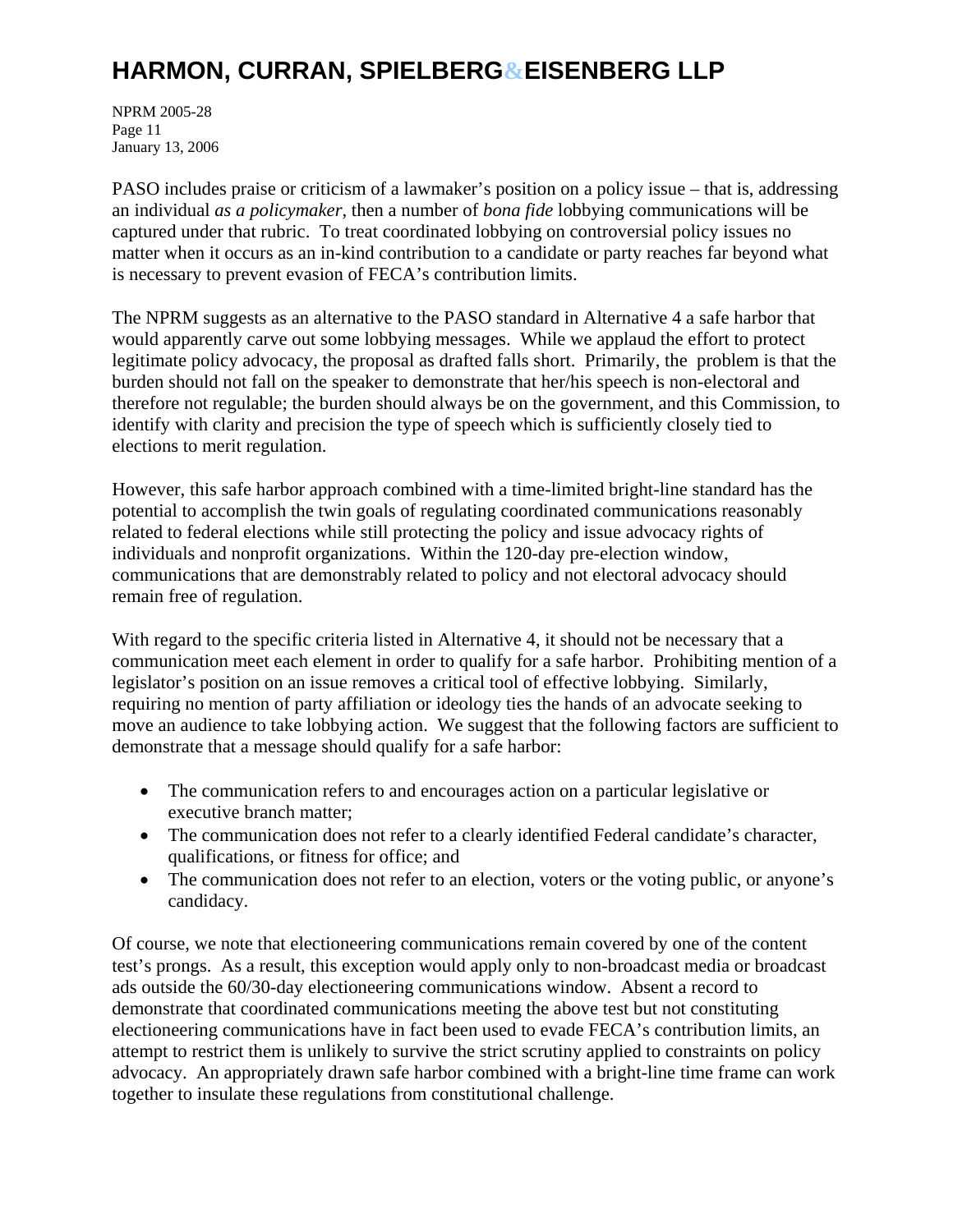PASO includes praise or criticism of a lawmaker's position on a policy issue – that is, addressing an individual *as a policymaker*, then a number of *bona fide* lobbying communications will be captured under that rubric. To treat coordinated lobbying on controversial policy issues no matter when it occurs as an in-kind contribution to a candidate or party reaches far beyond what is necessary to prevent evasion of FECA's contribution limits.

The NPRM suggests as an alternative to the PASO standard in Alternative 4 a safe harbor that would apparently carve out some lobbying messages. While we applaud the effort to protect legitimate policy advocacy, the proposal as drafted falls short. Primarily, the problem is that the burden should not fall on the speaker to demonstrate that her/his speech is non-electoral and therefore not regulable; the burden should always be on the government, and this Commission, to identify with clarity and precision the type of speech which is sufficiently closely tied to elections to merit regulation.

However, this safe harbor approach combined with a time-limited bright-line standard has the potential to accomplish the twin goals of regulating coordinated communications reasonably related to federal elections while still protecting the policy and issue advocacy rights of individuals and nonprofit organizations. Within the 120-day pre-election window, communications that are demonstrably related to policy and not electoral advocacy should remain free of regulation.

With regard to the specific criteria listed in Alternative 4, it should not be necessary that a communication meet each element in order to qualify for a safe harbor. Prohibiting mention of a legislator's position on an issue removes a critical tool of effective lobbying. Similarly, requiring no mention of party affiliation or ideology ties the hands of an advocate seeking to move an audience to take lobbying action. We suggest that the following factors are sufficient to demonstrate that a message should qualify for a safe harbor:

- The communication refers to and encourages action on a particular legislative or executive branch matter;
- The communication does not refer to a clearly identified Federal candidate's character, qualifications, or fitness for office; and
- The communication does not refer to an election, voters or the voting public, or anyone's candidacy.

Of course, we note that electioneering communications remain covered by one of the content test's prongs. As a result, this exception would apply only to non-broadcast media or broadcast ads outside the 60/30-day electioneering communications window. Absent a record to demonstrate that coordinated communications meeting the above test but not constituting electioneering communications have in fact been used to evade FECA's contribution limits, an attempt to restrict them is unlikely to survive the strict scrutiny applied to constraints on policy advocacy. An appropriately drawn safe harbor combined with a bright-line time frame can work together to insulate these regulations from constitutional challenge.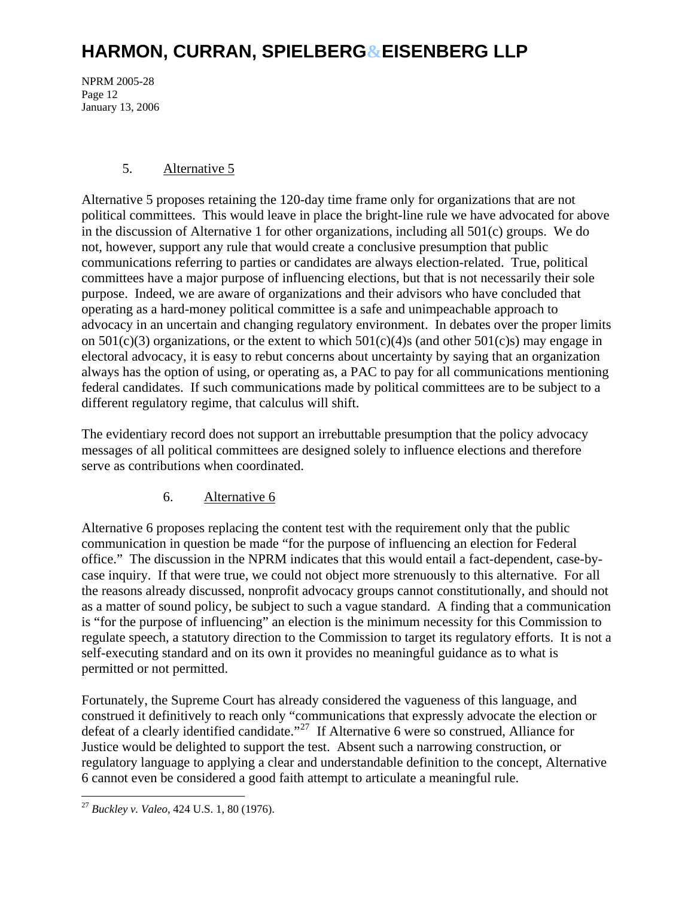5. Alternative 5

Alternative 5 proposes retaining the 120-day time frame only for organizations that are not political committees. This would leave in place the bright-line rule we have advocated for above in the discussion of Alternative 1 for other organizations, including all 501(c) groups. We do not, however, support any rule that would create a conclusive presumption that public communications referring to parties or candidates are always election-related. True, political committees have a major purpose of influencing elections, but that is not necessarily their sole purpose. Indeed, we are aware of organizations and their advisors who have concluded that operating as a hard-money political committee is a safe and unimpeachable approach to advocacy in an uncertain and changing regulatory environment. In debates over the proper limits on 501(c)(3) organizations, or the extent to which 501(c)(4)s (and other 501(c)s) may engage in electoral advocacy, it is easy to rebut concerns about uncertainty by saying that an organization always has the option of using, or operating as, a PAC to pay for all communications mentioning federal candidates. If such communications made by political committees are to be subject to a different regulatory regime, that calculus will shift.

The evidentiary record does not support an irrebuttable presumption that the policy advocacy messages of all political committees are designed solely to influence elections and therefore serve as contributions when coordinated.

6. Alternative 6

Alternative 6 proposes replacing the content test with the requirement only that the public communication in question be made "for the purpose of influencing an election for Federal office." The discussion in the NPRM indicates that this would entail a fact-dependent, case-by-case inquiry. If that were true, we could not object more strenuously to this alternative. For all the reasons already discussed, nonprofit advocacy groups cannot constitutionally, and should not as a matter of sound policy, be subject to such a vague standard. A finding that a communication is "for the purpose of influencing" an election is the minimum necessity for this Commission to regulate speech, a statutory direction to the Commission to target its regulatory efforts. It is not a self-executing standard and on its own it provides no meaningful guidance as to what is permitted or not permitted.

Fortunately, the Supreme Court has already considered the vagueness of this language, and construed it definitively to reach only "communications that expressly advocate the election or defeat of a clearly identified candidate."[27] If Alternative 6 were so construed, Alliance for Justice would be delighted to support the test. Absent such a narrowing construction, or regulatory language to applying a clear and understandable definition to the concept, Alternative 6 cannot even be considered a good faith attempt to articulate a meaningful rule.

[27] *Buckley v. Valeo*, 424 U.S. 1, 80 (1976).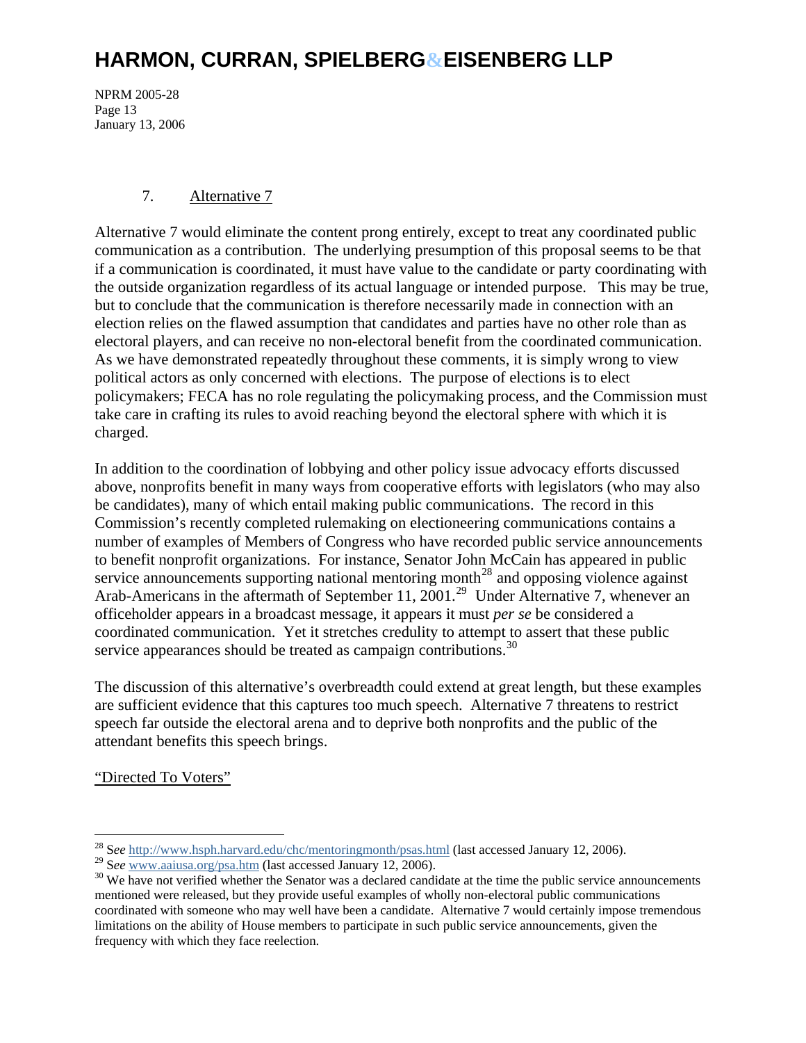7. Alternative 7

Alternative 7 would eliminate the content prong entirely, except to treat any coordinated public communication as a contribution. The underlying presumption of this proposal seems to be that if a communication is coordinated, it must have value to the candidate or party coordinating with the outside organization regardless of its actual language or intended purpose. This may be true, but to conclude that the communication is therefore necessarily made in connection with an election relies on the flawed assumption that candidates and parties have no other role than as electoral players, and can receive no non-electoral benefit from the coordinated communication. As we have demonstrated repeatedly throughout these comments, it is simply wrong to view political actors as only concerned with elections. The purpose of elections is to elect policymakers; FECA has no role regulating the policymaking process, and the Commission must take care in crafting its rules to avoid reaching beyond the electoral sphere with which it is charged.

In addition to the coordination of lobbying and other policy issue advocacy efforts discussed above, nonprofits benefit in many ways from cooperative efforts with legislators (who may also be candidates), many of which entail making public communications. The record in this Commission's recently completed rulemaking on electioneering communications contains a number of examples of Members of Congress who have recorded public service announcements to benefit nonprofit organizations. For instance, Senator John McCain has appeared in public service announcements supporting national mentoring month[28] and opposing violence against Arab-Americans in the aftermath of September 11, 2001.[29] Under Alternative 7, whenever an officeholder appears in a broadcast message, it appears it must *per se* be considered a coordinated communication. Yet it stretches credulity to attempt to assert that these public service appearances should be treated as campaign contributions.[30]

The discussion of this alternative's overbreadth could extend at great length, but these examples are sufficient evidence that this captures too much speech. Alternative 7 threatens to restrict speech far outside the electoral arena and to deprive both nonprofits and the public of the attendant benefits this speech brings.

"Directed To Voters"

---

[28] S*ee* http://www.hsph.harvard.edu/chc/mentoringmonth/psas.html (last accessed January 12, 2006).

[29] S*ee* www.aaiusa.org/psa.htm (last accessed January 12, 2006).

[30] We have not verified whether the Senator was a declared candidate at the time the public service announcements mentioned were released, but they provide useful examples of wholly non-electoral public communications coordinated with someone who may well have been a candidate. Alternative 7 would certainly impose tremendous limitations on the ability of House members to participate in such public service announcements, given the frequency with which they face reelection.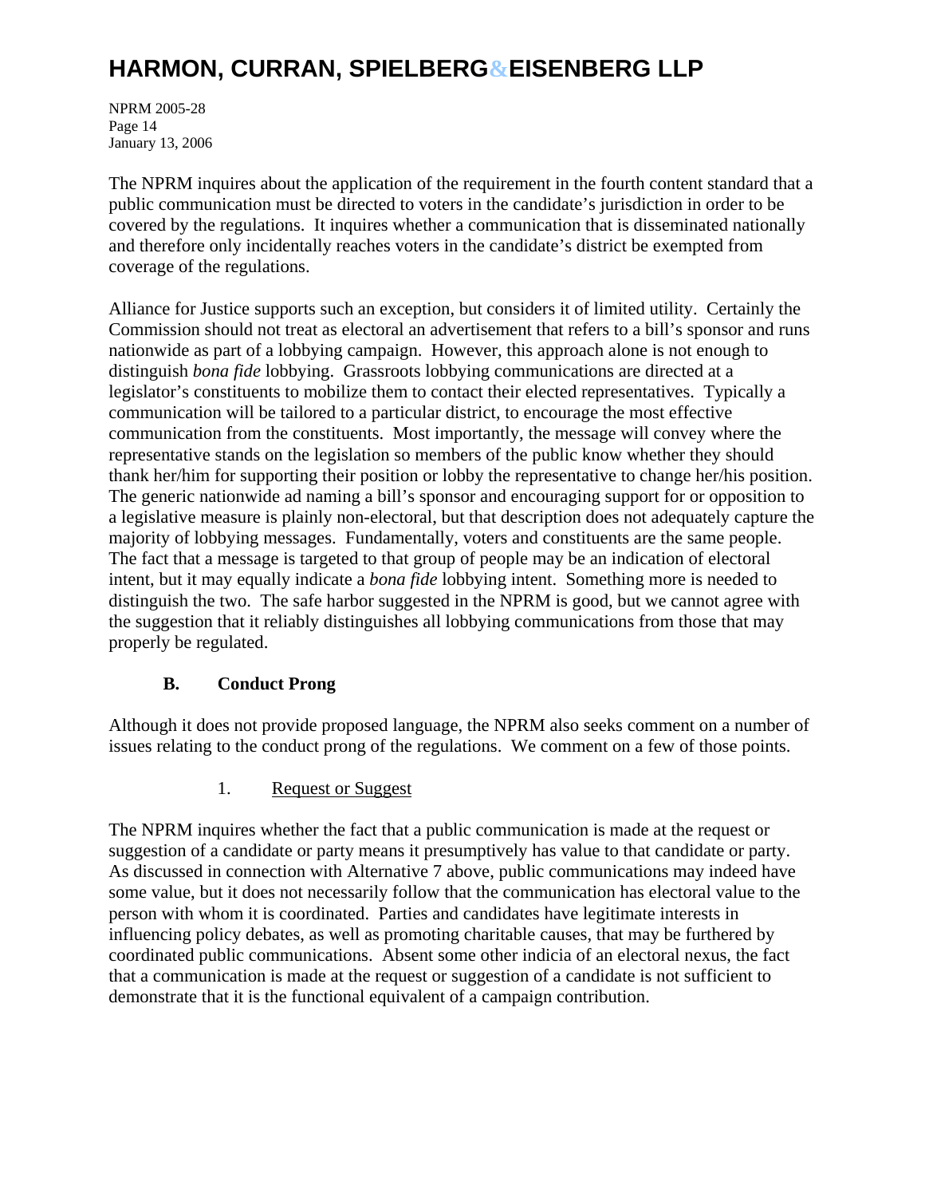The NPRM inquires about the application of the requirement in the fourth content standard that a public communication must be directed to voters in the candidate's jurisdiction in order to be covered by the regulations. It inquires whether a communication that is disseminated nationally and therefore only incidentally reaches voters in the candidate's district be exempted from coverage of the regulations.

Alliance for Justice supports such an exception, but considers it of limited utility. Certainly the Commission should not treat as electoral an advertisement that refers to a bill's sponsor and runs nationwide as part of a lobbying campaign. However, this approach alone is not enough to distinguish *bona fide* lobbying. Grassroots lobbying communications are directed at a legislator's constituents to mobilize them to contact their elected representatives. Typically a communication will be tailored to a particular district, to encourage the most effective communication from the constituents. Most importantly, the message will convey where the representative stands on the legislation so members of the public know whether they should thank her/him for supporting their position or lobby the representative to change her/his position. The generic nationwide ad naming a bill's sponsor and encouraging support for or opposition to a legislative measure is plainly non-electoral, but that description does not adequately capture the majority of lobbying messages. Fundamentally, voters and constituents are the same people. The fact that a message is targeted to that group of people may be an indication of electoral intent, but it may equally indicate a *bona fide* lobbying intent. Something more is needed to distinguish the two. The safe harbor suggested in the NPRM is good, but we cannot agree with the suggestion that it reliably distinguishes all lobbying communications from those that may properly be regulated.

### B. Conduct Prong

Although it does not provide proposed language, the NPRM also seeks comment on a number of issues relating to the conduct prong of the regulations. We comment on a few of those points.

#### 1. Request or Suggest

The NPRM inquires whether the fact that a public communication is made at the request or suggestion of a candidate or party means it presumptively has value to that candidate or party. As discussed in connection with Alternative 7 above, public communications may indeed have some value, but it does not necessarily follow that the communication has electoral value to the person with whom it is coordinated. Parties and candidates have legitimate interests in influencing policy debates, as well as promoting charitable causes, that may be furthered by coordinated public communications. Absent some other indicia of an electoral nexus, the fact that a communication is made at the request or suggestion of a candidate is not sufficient to demonstrate that it is the functional equivalent of a campaign contribution.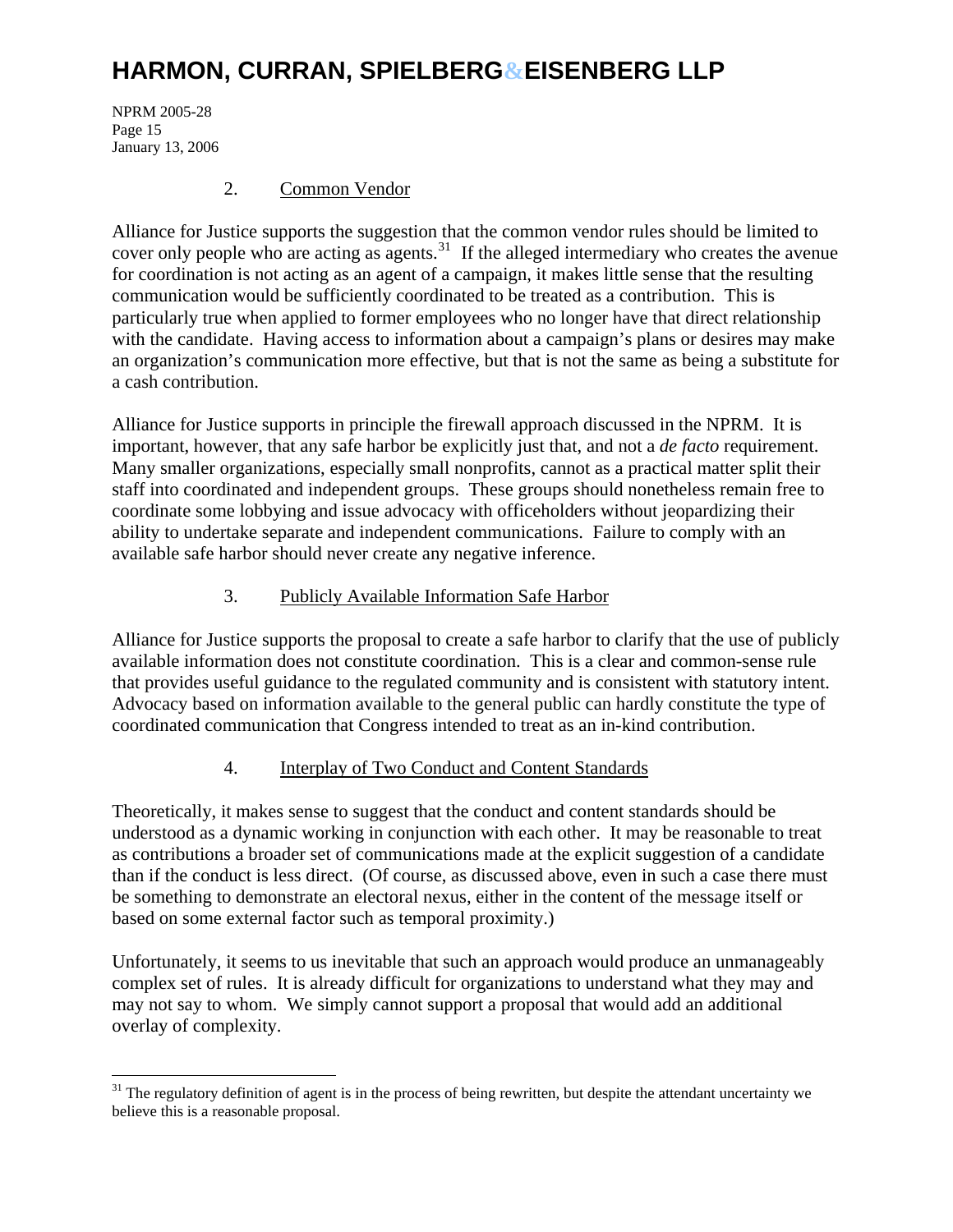2. Common Vendor

Alliance for Justice supports the suggestion that the common vendor rules should be limited to cover only people who are acting as agents.[31] If the alleged intermediary who creates the avenue for coordination is not acting as an agent of a campaign, it makes little sense that the resulting communication would be sufficiently coordinated to be treated as a contribution. This is particularly true when applied to former employees who no longer have that direct relationship with the candidate. Having access to information about a campaign's plans or desires may make an organization's communication more effective, but that is not the same as being a substitute for a cash contribution.

Alliance for Justice supports in principle the firewall approach discussed in the NPRM. It is important, however, that any safe harbor be explicitly just that, and not a *de facto* requirement. Many smaller organizations, especially small nonprofits, cannot as a practical matter split their staff into coordinated and independent groups. These groups should nonetheless remain free to coordinate some lobbying and issue advocacy with officeholders without jeopardizing their ability to undertake separate and independent communications. Failure to comply with an available safe harbor should never create any negative inference.

3. Publicly Available Information Safe Harbor

Alliance for Justice supports the proposal to create a safe harbor to clarify that the use of publicly available information does not constitute coordination. This is a clear and common-sense rule that provides useful guidance to the regulated community and is consistent with statutory intent. Advocacy based on information available to the general public can hardly constitute the type of coordinated communication that Congress intended to treat as an in-kind contribution.

4. Interplay of Two Conduct and Content Standards

Theoretically, it makes sense to suggest that the conduct and content standards should be understood as a dynamic working in conjunction with each other. It may be reasonable to treat as contributions a broader set of communications made at the explicit suggestion of a candidate than if the conduct is less direct. (Of course, as discussed above, even in such a case there must be something to demonstrate an electoral nexus, either in the content of the message itself or based on some external factor such as temporal proximity.)

Unfortunately, it seems to us inevitable that such an approach would produce an unmanageably complex set of rules. It is already difficult for organizations to understand what they may and may not say to whom. We simply cannot support a proposal that would add an additional overlay of complexity.

[31] The regulatory definition of agent is in the process of being rewritten, but despite the attendant uncertainty we believe this is a reasonable proposal.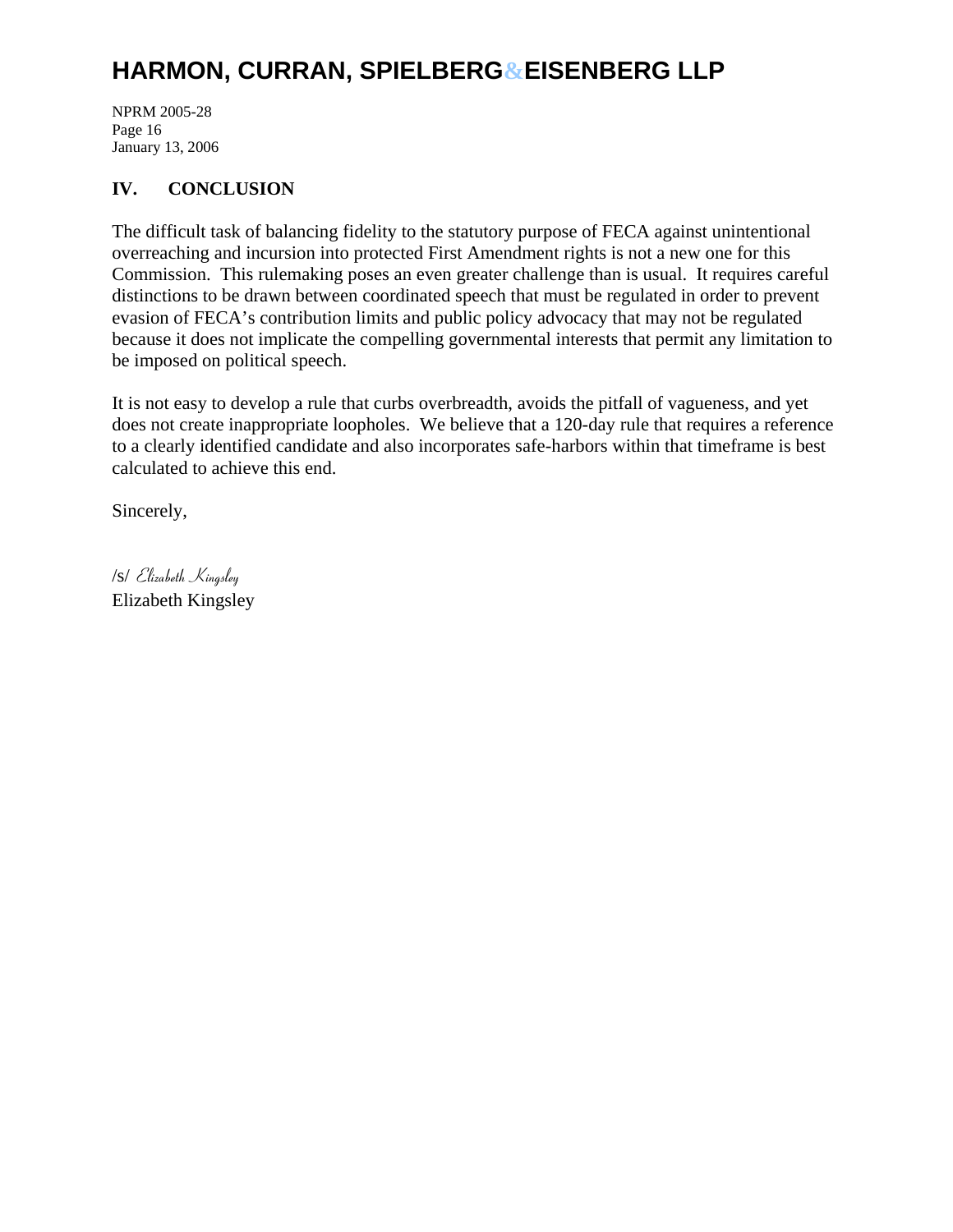## IV. CONCLUSION

The difficult task of balancing fidelity to the statutory purpose of FECA against unintentional overreaching and incursion into protected First Amendment rights is not a new one for this Commission. This rulemaking poses an even greater challenge than is usual. It requires careful distinctions to be drawn between coordinated speech that must be regulated in order to prevent evasion of FECA's contribution limits and public policy advocacy that may not be regulated because it does not implicate the compelling governmental interests that permit any limitation to be imposed on political speech.

It is not easy to develop a rule that curbs overbreadth, avoids the pitfall of vagueness, and yet does not create inappropriate loopholes. We believe that a 120-day rule that requires a reference to a clearly identified candidate and also incorporates safe-harbors within that timeframe is best calculated to achieve this end.

Sincerely,

/s/ *Elizabeth Kingsley*
Elizabeth Kingsley